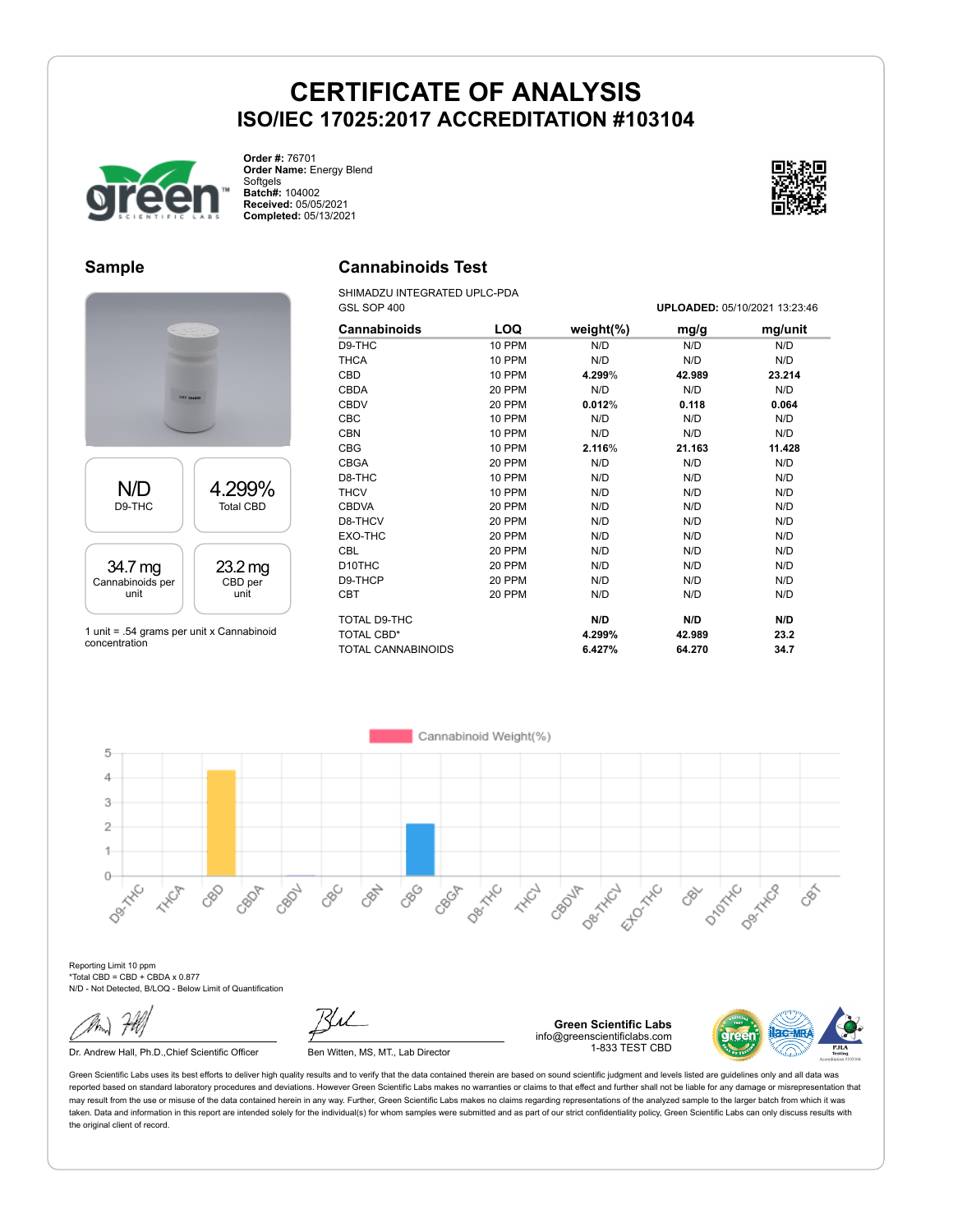# CERTIFICATE OF ANALYSIS

## ISO/IEC 17025:2017 ACCREDITATION #103104

**Order #:** 76701
**Order Name:** Energy Blend Softgels
**Batch#:** 104002
**Received:** 05/05/2021
**Completed:** 05/13/2021

## Sample

| N/D | 4.299% |
|---|---|
| D9-THC | Total CBD |
| **34.7 mg** | **23.2 mg** |
| Cannabinoids per unit | CBD per unit |

1 unit = .54 grams per unit x Cannabinoid concentration

## Cannabinoids Test

SHIMADZU INTEGRATED UPLC-PDA
GSL SOP 400

**UPLOADED:** 05/10/2021 13:23:46

| Cannabinoids | LOQ | weight(%) | mg/g | mg/unit |
|---|---|---|---|---|
| D9-THC | 10 PPM | N/D | N/D | N/D |
| THCA | 10 PPM | N/D | N/D | N/D |
| CBD | 10 PPM | **4.299%** | **42.989** | **23.214** |
| CBDA | 20 PPM | N/D | N/D | N/D |
| CBDV | 20 PPM | **0.012%** | **0.118** | **0.064** |
| CBC | 10 PPM | N/D | N/D | N/D |
| CBN | 10 PPM | N/D | N/D | N/D |
| CBG | 10 PPM | **2.116%** | **21.163** | **11.428** |
| CBGA | 20 PPM | N/D | N/D | N/D |
| D8-THC | 10 PPM | N/D | N/D | N/D |
| THCV | 10 PPM | N/D | N/D | N/D |
| CBDVA | 20 PPM | N/D | N/D | N/D |
| D8-THCV | 20 PPM | N/D | N/D | N/D |
| EXO-THC | 20 PPM | N/D | N/D | N/D |
| CBL | 20 PPM | N/D | N/D | N/D |
| D10THC | 20 PPM | N/D | N/D | N/D |
| D9-THCP | 20 PPM | N/D | N/D | N/D |
| CBT | 20 PPM | N/D | N/D | N/D |
| TOTAL D9-THC | | **N/D** | **N/D** | **N/D** |
| TOTAL CBD* | | **4.299%** | **42.989** | **23.2** |
| TOTAL CANNABINOIDS | | **6.427%** | **64.270** | **34.7** |

Cannabinoid Weight(%)

Reporting Limit 10 ppm
*Total CBD = CBD + CBDA x 0.877
N/D - Not Detected, B/LOQ - Below Limit of Quantification

Dr. Andrew Hall, Ph.D.,Chief Scientific Officer

Ben Witten, MS, MT., Lab Director

**Green Scientific Labs**
info@greenscientificlabs.com
1-833 TEST CBD

Green Scientific Labs uses its best efforts to deliver high quality results and to verify that the data contained therein are based on sound scientific judgment and levels listed are guidelines only and all data was reported based on standard laboratory procedures and deviations. However Green Scientific Labs makes no warranties or claims to that effect and further shall not be liable for any damage or misrepresentation that may result from the use or misuse of the data contained herein in any way. Further, Green Scientific Labs makes no claims regarding representations of the analyzed sample to the larger batch from which it was taken. Data and information in this report are intended solely for the individual(s) for whom samples were submitted and as part of our strict confidentiality policy, Green Scientific Labs can only discuss results with the original client of record.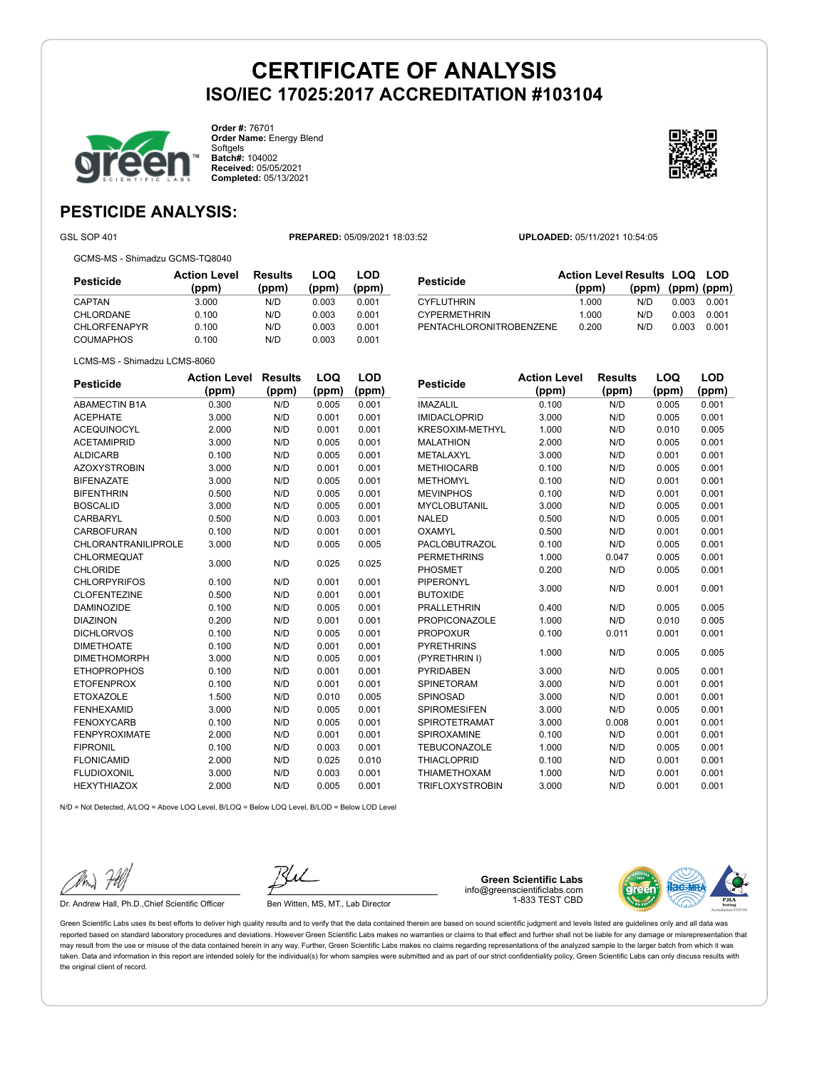# CERTIFICATE OF ANALYSIS

## ISO/IEC 17025:2017 ACCREDITATION #103104

**Order #:** 76701
**Order Name:** Energy Blend Softgels
**Batch#:** 104002
**Received:** 05/05/2021
**Completed:** 05/13/2021

## PESTICIDE ANALYSIS:

GSL SOP 401 **PREPARED:** 05/09/2021 18:03:52 **UPLOADED:** 05/11/2021 10:54:05

GCMS-MS - Shimadzu GCMS-TQ8040

| Pesticide | Action Level (ppm) | Results (ppm) | LOQ (ppm) | LOD (ppm) |
|---|---|---|---|---|
| CAPTAN | 3.000 | N/D | 0.003 | 0.001 |
| CHLORDANE | 0.100 | N/D | 0.003 | 0.001 |
| CHLORFENAPYR | 0.100 | N/D | 0.003 | 0.001 |
| COUMAPHOS | 0.100 | N/D | 0.003 | 0.001 |
| CYFLUTHRIN | 1.000 | N/D | 0.003 | 0.001 |
| CYPERMETHRIN | 1.000 | N/D | 0.003 | 0.001 |
| PENTACHLORONITROBENZENE | 0.200 | N/D | 0.003 | 0.001 |

LCMS-MS - Shimadzu LCMS-8060

| Pesticide | Action Level (ppm) | Results (ppm) | LOQ (ppm) | LOD (ppm) |
|---|---|---|---|---|
| ABAMECTIN B1A | 0.300 | N/D | 0.005 | 0.001 |
| ACEPHATE | 3.000 | N/D | 0.001 | 0.001 |
| ACEQUINOCYL | 2.000 | N/D | 0.001 | 0.001 |
| ACETAMIPRID | 3.000 | N/D | 0.005 | 0.001 |
| ALDICARB | 0.100 | N/D | 0.005 | 0.001 |
| AZOXYSTROBIN | 3.000 | N/D | 0.001 | 0.001 |
| BIFENAZATE | 3.000 | N/D | 0.005 | 0.001 |
| BIFENTHRIN | 0.500 | N/D | 0.005 | 0.001 |
| BOSCALID | 3.000 | N/D | 0.005 | 0.001 |
| CARBARYL | 0.500 | N/D | 0.003 | 0.001 |
| CARBOFURAN | 0.100 | N/D | 0.001 | 0.001 |
| CHLORANTRANILIPROLE | 3.000 | N/D | 0.005 | 0.005 |
| CHLORMEQUAT CHLORIDE | 3.000 | N/D | 0.025 | 0.025 |
| CHLORPYRIFOS | 0.100 | N/D | 0.001 | 0.001 |
| CLOFENTEZINE | 0.500 | N/D | 0.001 | 0.001 |
| DAMINOZIDE | 0.100 | N/D | 0.005 | 0.001 |
| DIAZINON | 0.200 | N/D | 0.001 | 0.001 |
| DICHLORVOS | 0.100 | N/D | 0.005 | 0.001 |
| DIMETHOATE | 0.100 | N/D | 0.001 | 0.001 |
| DIMETHOMORPH | 3.000 | N/D | 0.005 | 0.001 |
| ETHOPROPHOS | 0.100 | N/D | 0.001 | 0.001 |
| ETOFENPROX | 0.100 | N/D | 0.001 | 0.001 |
| ETOXAZOLE | 1.500 | N/D | 0.010 | 0.005 |
| FENHEXAMID | 3.000 | N/D | 0.005 | 0.001 |
| FENOXYCARB | 0.100 | N/D | 0.005 | 0.001 |
| FENPYROXIMATE | 2.000 | N/D | 0.001 | 0.001 |
| FIPRONIL | 0.100 | N/D | 0.003 | 0.001 |
| FLONICAMID | 2.000 | N/D | 0.025 | 0.010 |
| FLUDIOXONIL | 3.000 | N/D | 0.003 | 0.001 |
| HEXYTHIAZOX | 2.000 | N/D | 0.005 | 0.001 |
| IMAZALIL | 0.100 | N/D | 0.005 | 0.001 |
| IMIDACLOPRID | 3.000 | N/D | 0.005 | 0.001 |
| KRESOXIM-METHYL | 1.000 | N/D | 0.010 | 0.005 |
| MALATHION | 2.000 | N/D | 0.005 | 0.001 |
| METALAXYL | 3.000 | N/D | 0.001 | 0.001 |
| METHIOCARB | 0.100 | N/D | 0.005 | 0.001 |
| METHOMYL | 0.100 | N/D | 0.001 | 0.001 |
| MEVINPHOS | 0.100 | N/D | 0.001 | 0.001 |
| MYCLOBUTANIL | 3.000 | N/D | 0.005 | 0.001 |
| NALED | 0.500 | N/D | 0.005 | 0.001 |
| OXAMYL | 0.500 | N/D | 0.001 | 0.001 |
| PACLOBUTRAZOL | 0.100 | N/D | 0.005 | 0.001 |
| PERMETHRINS | 1.000 | 0.047 | 0.005 | 0.001 |
| PHOSMET | 0.200 | N/D | 0.005 | 0.001 |
| PIPERONYL BUTOXIDE | 3.000 | N/D | 0.001 | 0.001 |
| PRALLETHRIN | 0.400 | N/D | 0.005 | 0.005 |
| PROPICONAZOLE | 1.000 | N/D | 0.010 | 0.005 |
| PROPOXUR | 0.100 | 0.011 | 0.001 | 0.001 |
| PYRETHRINS (PYRETHRIN I) | 1.000 | N/D | 0.005 | 0.005 |
| PYRIDABEN | 3.000 | N/D | 0.005 | 0.001 |
| SPINETORAM | 3.000 | N/D | 0.001 | 0.001 |
| SPINOSAD | 3.000 | N/D | 0.001 | 0.001 |
| SPIROMESIFEN | 3.000 | N/D | 0.005 | 0.001 |
| SPIROTETRAMAT | 3.000 | 0.008 | 0.001 | 0.001 |
| SPIROXAMINE | 0.100 | N/D | 0.001 | 0.001 |
| TEBUCONAZOLE | 1.000 | N/D | 0.005 | 0.001 |
| THIACLOPRID | 0.100 | N/D | 0.001 | 0.001 |
| THIAMETHOXAM | 1.000 | N/D | 0.001 | 0.001 |
| TRIFLOXYSTROBIN | 3.000 | N/D | 0.001 | 0.001 |

N/D = Not Detected, A/LOQ = Above LOQ Level, B/LOQ = Below LOQ Level, B/LOD = Below LOD Level

Dr. Andrew Hall, Ph.D.,Chief Scientific Officer

Ben Witten, MS, MT., Lab Director

**Green Scientific Labs**
info@greenscientificlabs.com
1-833 TEST CBD

Green Scientific Labs uses its best efforts to deliver high quality results and to verify that the data contained therein are based on sound scientific judgment and levels listed are guidelines only and all data was reported based on standard laboratory procedures and deviations. However Green Scientific Labs makes no warranties or claims to that effect and further shall not be liable for any damage or misrepresentation that may result from the use or misuse of the data contained herein in any way. Further, Green Scientific Labs makes no claims regarding representations of the analyzed sample to the larger batch from which it was taken. Data and information in this report are intended solely for the individual(s) for whom samples were submitted and as part of our strict confidentiality policy, Green Scientific Labs can only discuss results with the original client of record.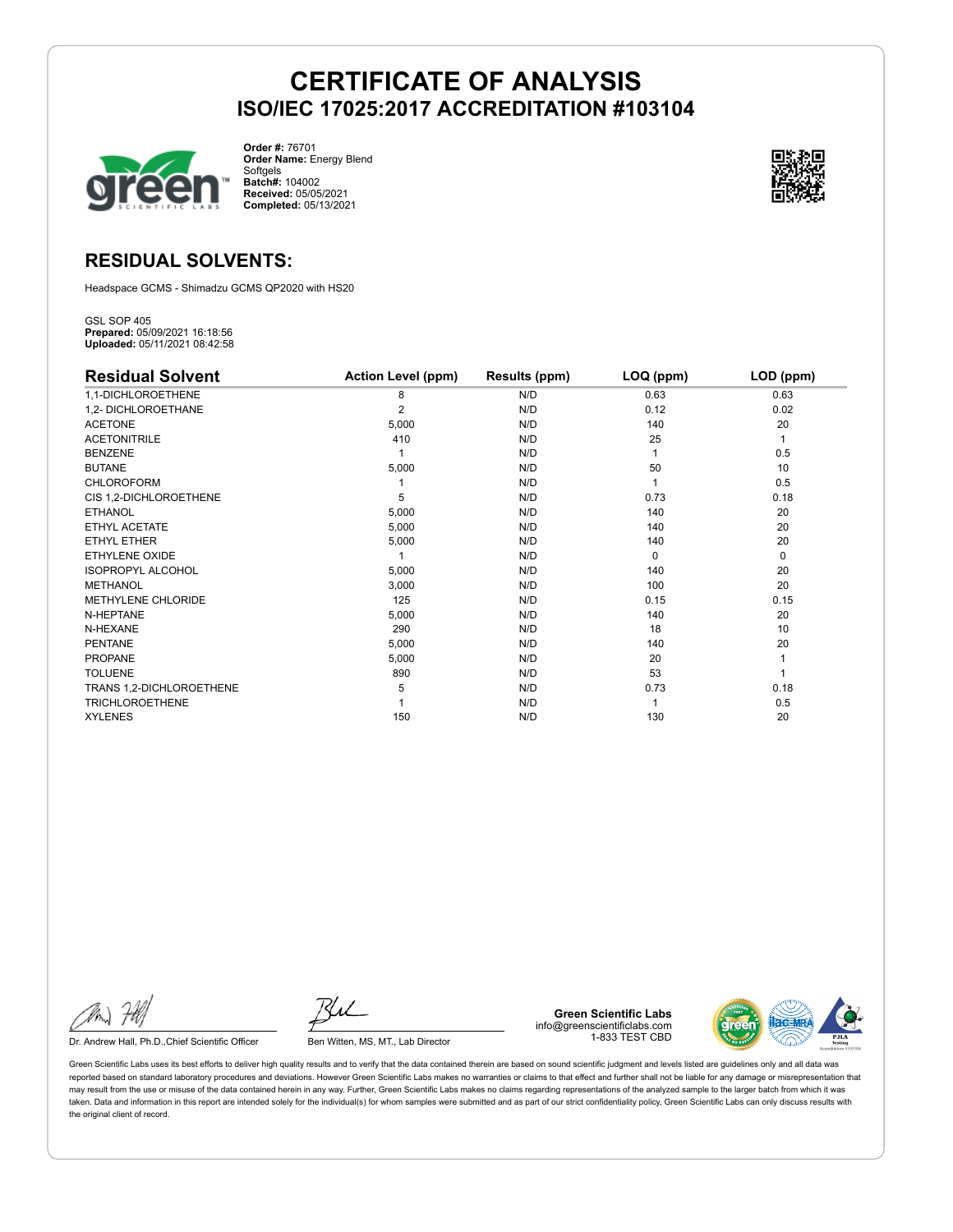# CERTIFICATE OF ANALYSIS

## ISO/IEC 17025:2017 ACCREDITATION #103104

**Order #:** 76701
**Order Name:** Energy Blend Softgels
**Batch#:** 104002
**Received:** 05/05/2021
**Completed:** 05/13/2021

## RESIDUAL SOLVENTS:

Headspace GCMS - Shimadzu GCMS QP2020 with HS20

GSL SOP 405
**Prepared:** 05/09/2021 16:18:56
**Uploaded:** 05/11/2021 08:42:58

| Residual Solvent | Action Level (ppm) | Results (ppm) | LOQ (ppm) | LOD (ppm) |
|---|---|---|---|---|
| 1,1-DICHLOROETHENE | 8 | N/D | 0.63 | 0.63 |
| 1,2- DICHLOROETHANE | 2 | N/D | 0.12 | 0.02 |
| ACETONE | 5,000 | N/D | 140 | 20 |
| ACETONITRILE | 410 | N/D | 25 | 1 |
| BENZENE | 1 | N/D | 1 | 0.5 |
| BUTANE | 5,000 | N/D | 50 | 10 |
| CHLOROFORM | 1 | N/D | 1 | 0.5 |
| CIS 1,2-DICHLOROETHENE | 5 | N/D | 0.73 | 0.18 |
| ETHANOL | 5,000 | N/D | 140 | 20 |
| ETHYL ACETATE | 5,000 | N/D | 140 | 20 |
| ETHYL ETHER | 5,000 | N/D | 140 | 20 |
| ETHYLENE OXIDE | 1 | N/D | 0 | 0 |
| ISOPROPYL ALCOHOL | 5,000 | N/D | 140 | 20 |
| METHANOL | 3,000 | N/D | 100 | 20 |
| METHYLENE CHLORIDE | 125 | N/D | 0.15 | 0.15 |
| N-HEPTANE | 5,000 | N/D | 140 | 20 |
| N-HEXANE | 290 | N/D | 18 | 10 |
| PENTANE | 5,000 | N/D | 140 | 20 |
| PROPANE | 5,000 | N/D | 20 | 1 |
| TOLUENE | 890 | N/D | 53 | 1 |
| TRANS 1,2-DICHLOROETHENE | 5 | N/D | 0.73 | 0.18 |
| TRICHLOROETHENE | 1 | N/D | 1 | 0.5 |
| XYLENES | 150 | N/D | 130 | 20 |

Dr. Andrew Hall, Ph.D.,Chief Scientific Officer

Ben Witten, MS, MT., Lab Director

**Green Scientific Labs**
info@greenscientificlabs.com
1-833 TEST CBD

Green Scientific Labs uses its best efforts to deliver high quality results and to verify that the data contained therein are based on sound scientific judgment and levels listed are guidelines only and all data was reported based on standard laboratory procedures and deviations. However Green Scientific Labs makes no warranties or claims to that effect and further shall not be liable for any damage or misrepresentation that may result from the use or misuse of the data contained herein in any way. Further, Green Scientific Labs makes no claims regarding representations of the analyzed sample to the larger batch from which it was taken. Data and information in this report are intended solely for the individual(s) for whom samples were submitted and as part of our strict confidentiality policy, Green Scientific Labs can only discuss results with the original client of record.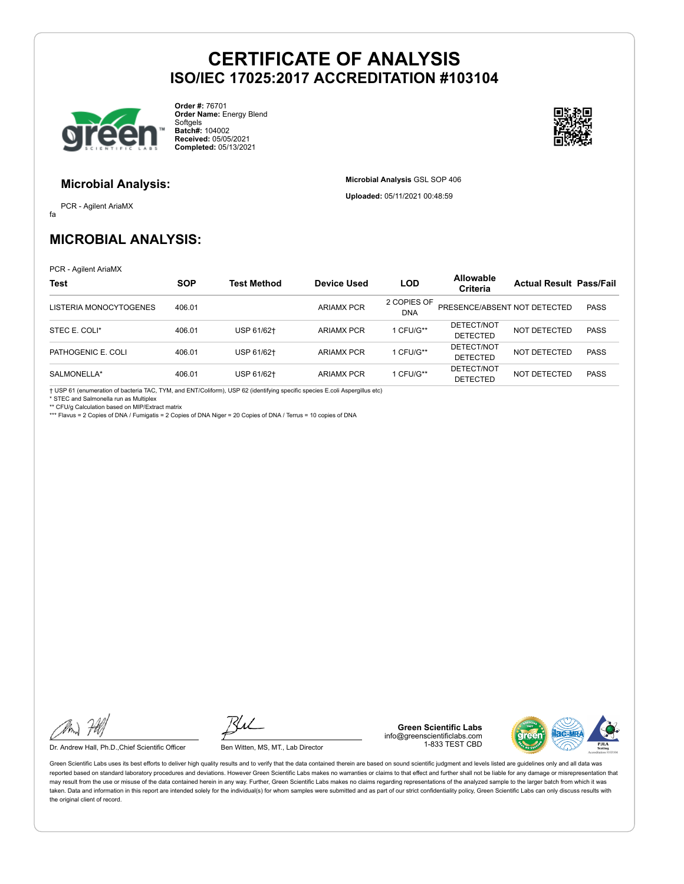# CERTIFICATE OF ANALYSIS

## ISO/IEC 17025:2017 ACCREDITATION #103104

**Order #:** 76701
**Order Name:** Energy Blend Softgels
**Batch#:** 104002
**Received:** 05/05/2021
**Completed:** 05/13/2021

### Microbial Analysis:

PCR - Agilent AriaMX

fa

**Microbial Analysis** GSL SOP 406

**Uploaded:** 05/11/2021 00:48:59

## MICROBIAL ANALYSIS:

PCR - Agilent AriaMX

| Test | SOP | Test Method | Device Used | LOD | Allowable Criteria | Actual Result | Pass/Fail |
|---|---|---|---|---|---|---|---|
| LISTERIA MONOCYTOGENES | 406.01 | | ARIAMX PCR | 2 COPIES OF DNA | PRESENCE/ABSENT | NOT DETECTED | PASS |
| STEC E. COLI* | 406.01 | USP 61/62† | ARIAMX PCR | 1 CFU/G** | DETECT/NOT DETECTED | NOT DETECTED | PASS |
| PATHOGENIC E. COLI | 406.01 | USP 61/62† | ARIAMX PCR | 1 CFU/G** | DETECT/NOT DETECTED | NOT DETECTED | PASS |
| SALMONELLA* | 406.01 | USP 61/62† | ARIAMX PCR | 1 CFU/G** | DETECT/NOT DETECTED | NOT DETECTED | PASS |

† USP 61 (enumeration of bacteria TAC, TYM, and ENT/Coliform), USP 62 (identifying specific species E.coli Aspergillus etc)
* STEC and Salmonella run as Multiplex
** CFU/g Calculation based on MIP/Extract matrix
*** Flavus = 2 Copies of DNA / Fumigatis = 2 Copies of DNA Niger = 20 Copies of DNA / Terrus = 10 copies of DNA

Dr. Andrew Hall, Ph.D.,Chief Scientific Officer

Ben Witten, MS, MT., Lab Director

**Green Scientific Labs**
info@greenscientificlabs.com
1-833 TEST CBD

Green Scientific Labs uses its best efforts to deliver high quality results and to verify that the data contained therein are based on sound scientific judgment and levels listed are guidelines only and all data was reported based on standard laboratory procedures and deviations. However Green Scientific Labs makes no warranties or claims to that effect and further shall not be liable for any damage or misrepresentation that may result from the use or misuse of the data contained herein in any way. Further, Green Scientific Labs makes no claims regarding representations of the analyzed sample to the larger batch from which it was taken. Data and information in this report are intended solely for the individual(s) for whom samples were submitted and as part of our strict confidentiality policy, Green Scientific Labs can only discuss results with the original client of record.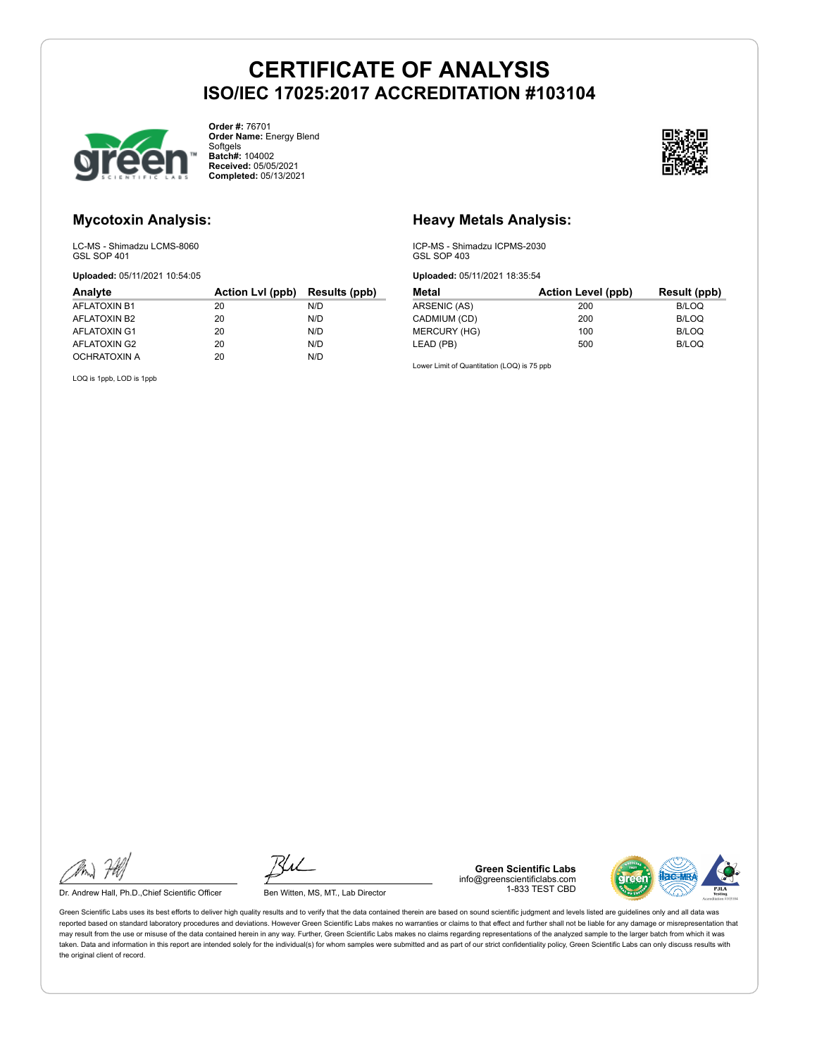# CERTIFICATE OF ANALYSIS
## ISO/IEC 17025:2017 ACCREDITATION #103104

**Order #:** 76701
**Order Name:** Energy Blend Softgels
**Batch#:** 104002
**Received:** 05/05/2021
**Completed:** 05/13/2021

### Mycotoxin Analysis:

LC-MS - Shimadzu LCMS-8060
GSL SOP 401

**Uploaded:** 05/11/2021 10:54:05

| Analyte | Action Lvl (ppb) | Results (ppb) |
|---|---|---|
| AFLATOXIN B1 | 20 | N/D |
| AFLATOXIN B2 | 20 | N/D |
| AFLATOXIN G1 | 20 | N/D |
| AFLATOXIN G2 | 20 | N/D |
| OCHRATOXIN A | 20 | N/D |

LOQ is 1ppb, LOD is 1ppb

### Heavy Metals Analysis:

ICP-MS - Shimadzu ICPMS-2030
GSL SOP 403

**Uploaded:** 05/11/2021 18:35:54

| Metal | Action Level (ppb) | Result (ppb) |
|---|---|---|
| ARSENIC (AS) | 200 | B/LOQ |
| CADMIUM (CD) | 200 | B/LOQ |
| MERCURY (HG) | 100 | B/LOQ |
| LEAD (PB) | 500 | B/LOQ |

Lower Limit of Quantitation (LOQ) is 75 ppb

Dr. Andrew Hall, Ph.D.,Chief Scientific Officer

Ben Witten, MS, MT., Lab Director

**Green Scientific Labs**
info@greenscientificlabs.com
1-833 TEST CBD

Green Scientific Labs uses its best efforts to deliver high quality results and to verify that the data contained therein are based on sound scientific judgment and levels listed are guidelines only and all data was reported based on standard laboratory procedures and deviations. However Green Scientific Labs makes no warranties or claims to that effect and further shall not be liable for any damage or misrepresentation that may result from the use or misuse of the data contained herein in any way. Further, Green Scientific Labs makes no claims regarding representations of the analyzed sample to the larger batch from which it was taken. Data and information in this report are intended solely for the individual(s) for whom samples were submitted and as part of our strict confidentiality policy, Green Scientific Labs can only discuss results with the original client of record.